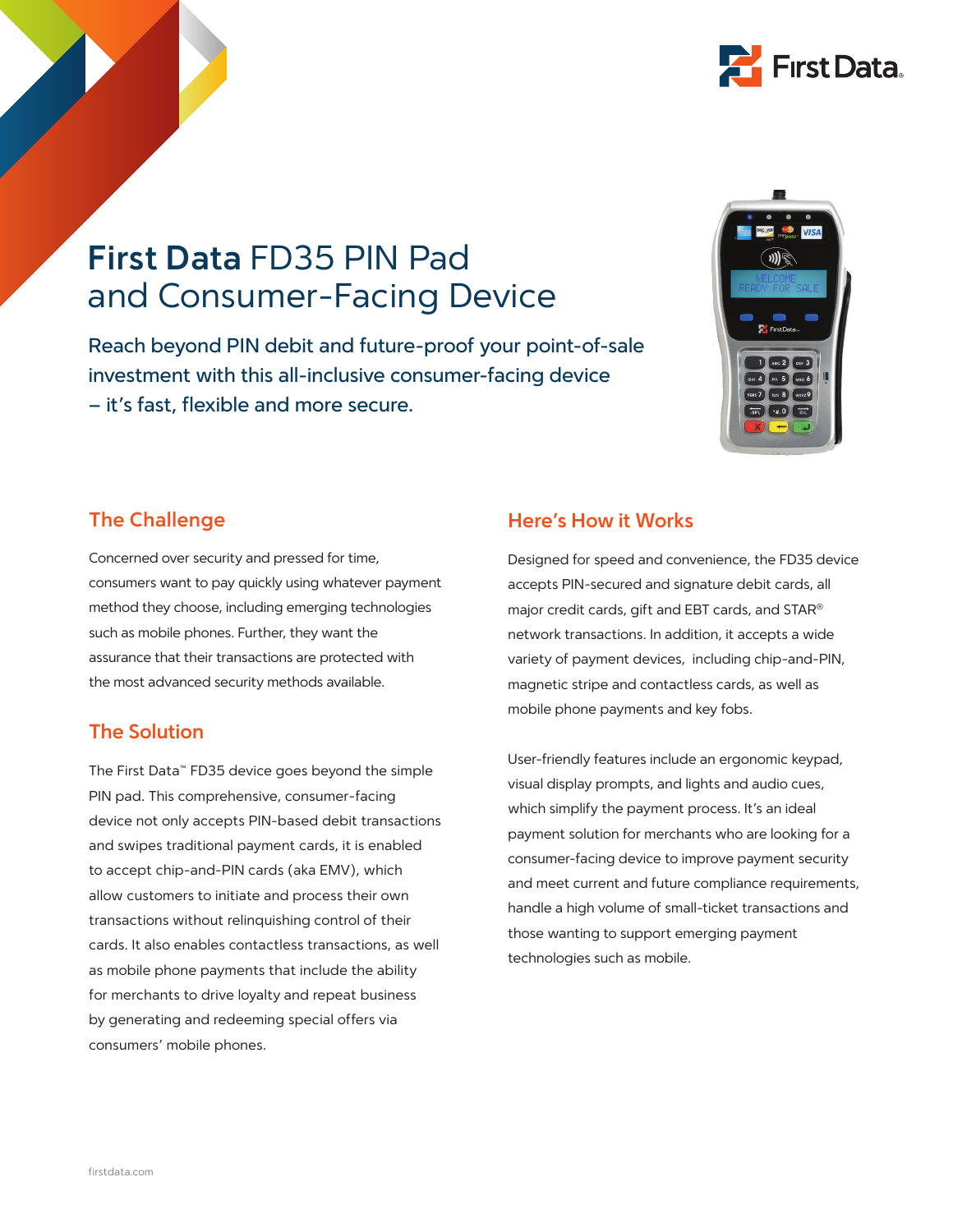# First Data FD35 PIN Pad and Consumer-Facing Device

Reach beyond PIN debit and future-proof your point-of-sale investment with this all-inclusive consumer-facing device – it's fast, flexible and more secure.

## The Challenge

Concerned over security and pressed for time, consumers want to pay quickly using whatever payment method they choose, including emerging technologies such as mobile phones. Further, they want the assurance that their transactions are protected with the most advanced security methods available.

## The Solution

The First Data™ FD35 device goes beyond the simple PIN pad. This comprehensive, consumer-facing device not only accepts PIN-based debit transactions and swipes traditional payment cards, it is enabled to accept chip-and-PIN cards (aka EMV), which allow customers to initiate and process their own transactions without relinquishing control of their cards. It also enables contactless transactions, as well as mobile phone payments that include the ability for merchants to drive loyalty and repeat business by generating and redeeming special offers via consumers' mobile phones.

## Here's How it Works

Designed for speed and convenience, the FD35 device accepts PIN-secured and signature debit cards, all major credit cards, gift and EBT cards, and STAR® network transactions. In addition, it accepts a wide variety of payment devices, including chip-and-PIN, magnetic stripe and contactless cards, as well as mobile phone payments and key fobs.

User-friendly features include an ergonomic keypad, visual display prompts, and lights and audio cues, which simplify the payment process. It's an ideal payment solution for merchants who are looking for a consumer-facing device to improve payment security and meet current and future compliance requirements, handle a high volume of small-ticket transactions and those wanting to support emerging payment technologies such as mobile.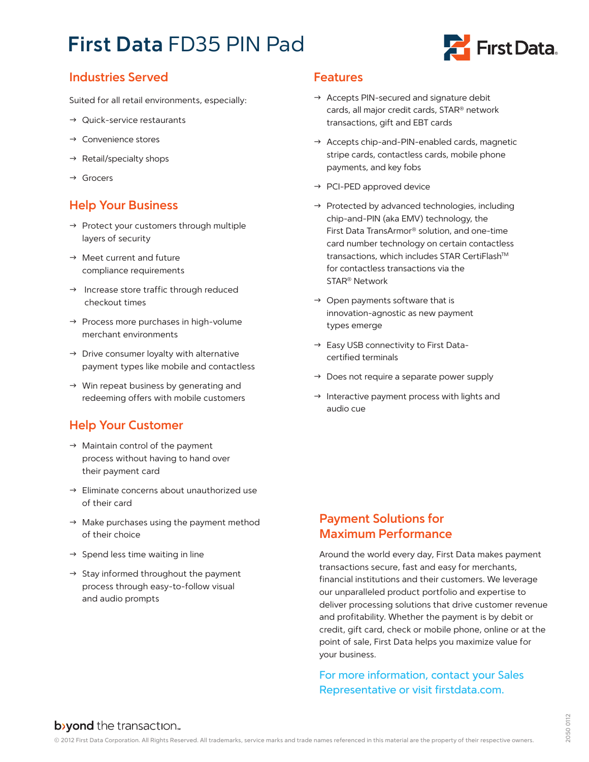# **First Data** FD35 PIN Pad

## Industries Served

Suited for all retail environments, especially:

- Quick-service restaurants
- Convenience stores
- Retail/specialty shops
- Grocers

## Help Your Business

- Protect your customers through multiple layers of security
- Meet current and future compliance requirements
- Increase store traffic through reduced checkout times
- Process more purchases in high-volume merchant environments
- Drive consumer loyalty with alternative payment types like mobile and contactless
- Win repeat business by generating and redeeming offers with mobile customers

## Help Your Customer

- Maintain control of the payment process without having to hand over their payment card
- Eliminate concerns about unauthorized use of their card
- Make purchases using the payment method of their choice
- Spend less time waiting in line
- Stay informed throughout the payment process through easy-to-follow visual and audio prompts

## Features

- Accepts PIN-secured and signature debit cards, all major credit cards, STAR® network transactions, gift and EBT cards
- Accepts chip-and-PIN-enabled cards, magnetic stripe cards, contactless cards, mobile phone payments, and key fobs
- PCI-PED approved device
- Protected by advanced technologies, including chip-and-PIN (aka EMV) technology, the First Data TransArmor® solution, and one-time card number technology on certain contactless transactions, which includes STAR CertiFlash™ for contactless transactions via the STAR® Network
- Open payments software that is innovation-agnostic as new payment types emerge
- Easy USB connectivity to First Data-certified terminals
- Does not require a separate power supply
- Interactive payment process with lights and audio cue

## Payment Solutions for Maximum Performance

Around the world every day, First Data makes payment transactions secure, fast and easy for merchants, financial institutions and their customers. We leverage our unparalleled product portfolio and expertise to deliver processing solutions that drive customer revenue and profitability. Whether the payment is by debit or credit, gift card, check or mobile phone, online or at the point of sale, First Data helps you maximize value for your business.

For more information, contact your Sales Representative or visit firstdata.com.

beyond the transaction™

© 2012 First Data Corporation. All Rights Reserved. All trademarks, service marks and trade names referenced in this material are the property of their respective owners.

2050 0112